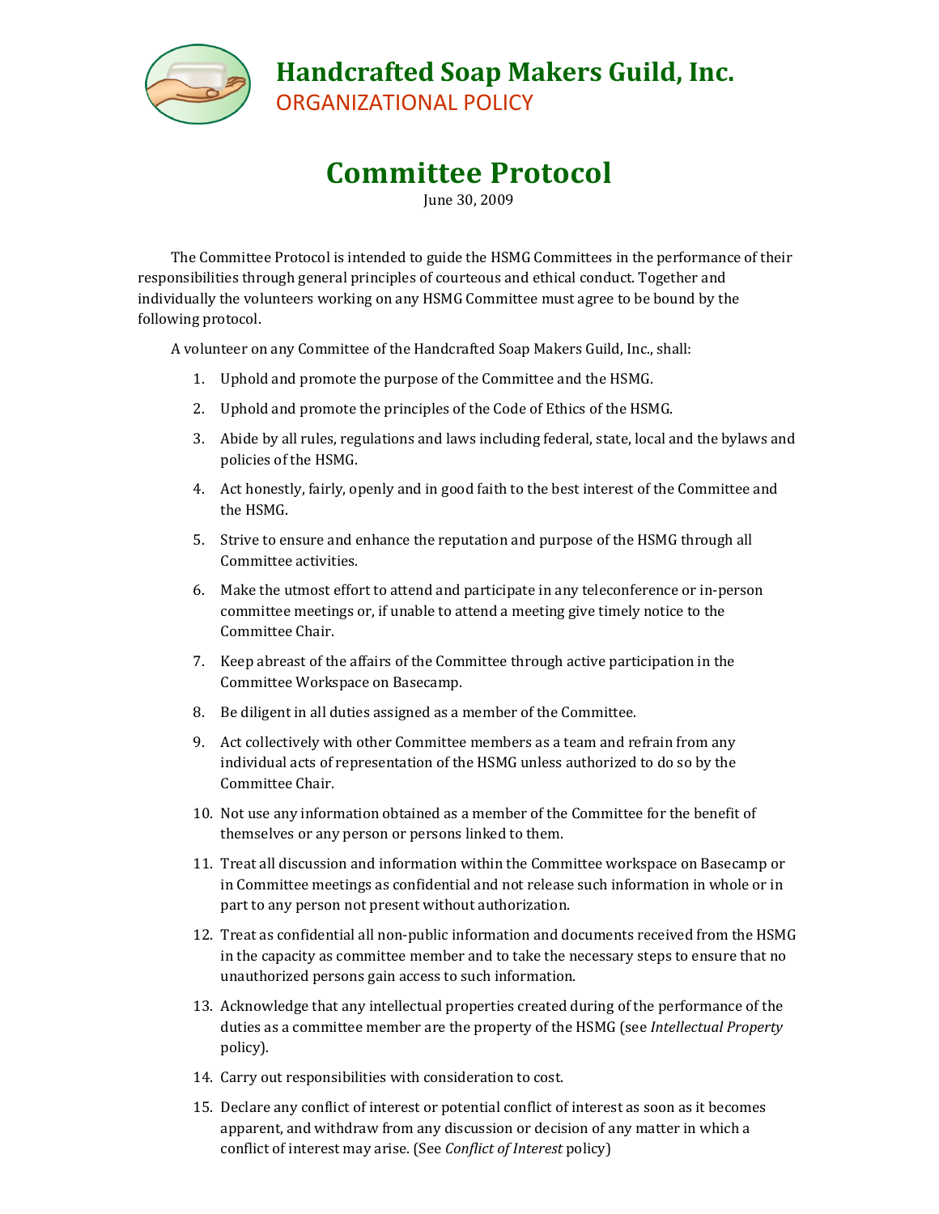# Handcrafted Soap Makers Guild, Inc.

ORGANIZATIONAL POLICY

# Committee Protocol

June 30, 2009

The Committee Protocol is intended to guide the HSMG Committees in the performance of their responsibilities through general principles of courteous and ethical conduct. Together and individually the volunteers working on any HSMG Committee must agree to be bound by the following protocol.

A volunteer on any Committee of the Handcrafted Soap Makers Guild, Inc., shall:

1. Uphold and promote the purpose of the Committee and the HSMG.
2. Uphold and promote the principles of the Code of Ethics of the HSMG.
3. Abide by all rules, regulations and laws including federal, state, local and the bylaws and policies of the HSMG.
4. Act honestly, fairly, openly and in good faith to the best interest of the Committee and the HSMG.
5. Strive to ensure and enhance the reputation and purpose of the HSMG through all Committee activities.
6. Make the utmost effort to attend and participate in any teleconference or in-person committee meetings or, if unable to attend a meeting give timely notice to the Committee Chair.
7. Keep abreast of the affairs of the Committee through active participation in the Committee Workspace on Basecamp.
8. Be diligent in all duties assigned as a member of the Committee.
9. Act collectively with other Committee members as a team and refrain from any individual acts of representation of the HSMG unless authorized to do so by the Committee Chair.
10. Not use any information obtained as a member of the Committee for the benefit of themselves or any person or persons linked to them.
11. Treat all discussion and information within the Committee workspace on Basecamp or in Committee meetings as confidential and not release such information in whole or in part to any person not present without authorization.
12. Treat as confidential all non-public information and documents received from the HSMG in the capacity as committee member and to take the necessary steps to ensure that no unauthorized persons gain access to such information.
13. Acknowledge that any intellectual properties created during of the performance of the duties as a committee member are the property of the HSMG (see *Intellectual Property* policy).
14. Carry out responsibilities with consideration to cost.
15. Declare any conflict of interest or potential conflict of interest as soon as it becomes apparent, and withdraw from any discussion or decision of any matter in which a conflict of interest may arise. (See *Conflict of Interest* policy)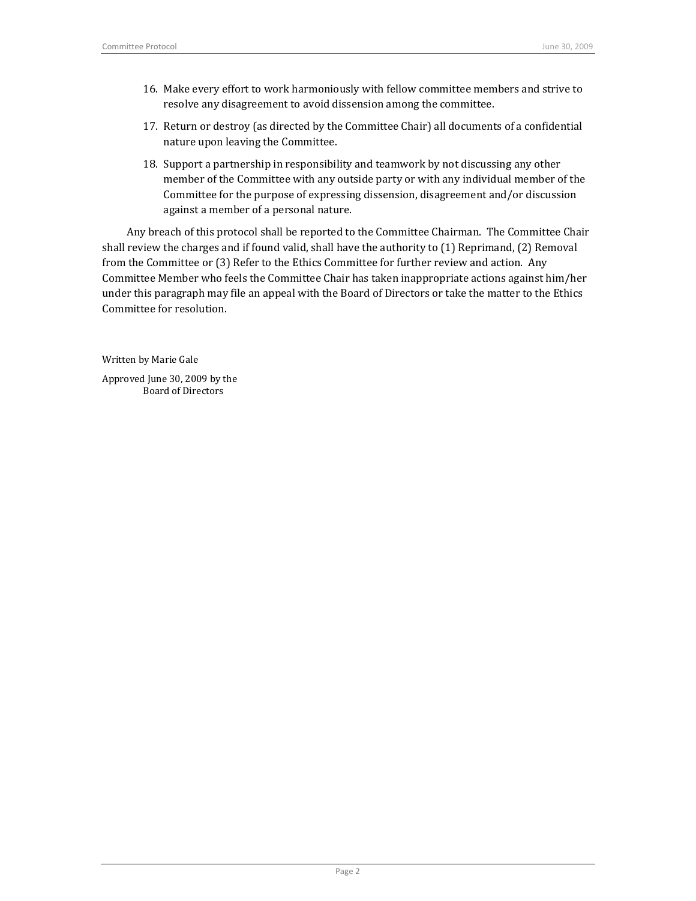16. Make every effort to work harmoniously with fellow committee members and strive to resolve any disagreement to avoid dissension among the committee.
17. Return or destroy (as directed by the Committee Chair) all documents of a confidential nature upon leaving the Committee.
18. Support a partnership in responsibility and teamwork by not discussing any other member of the Committee with any outside party or with any individual member of the Committee for the purpose of expressing dissension, disagreement and/or discussion against a member of a personal nature.

Any breach of this protocol shall be reported to the Committee Chairman. The Committee Chair shall review the charges and if found valid, shall have the authority to (1) Reprimand, (2) Removal from the Committee or (3) Refer to the Ethics Committee for further review and action. Any Committee Member who feels the Committee Chair has taken inappropriate actions against him/her under this paragraph may file an appeal with the Board of Directors or take the matter to the Ethics Committee for resolution.

Written by Marie Gale

Approved June 30, 2009 by the
Board of Directors